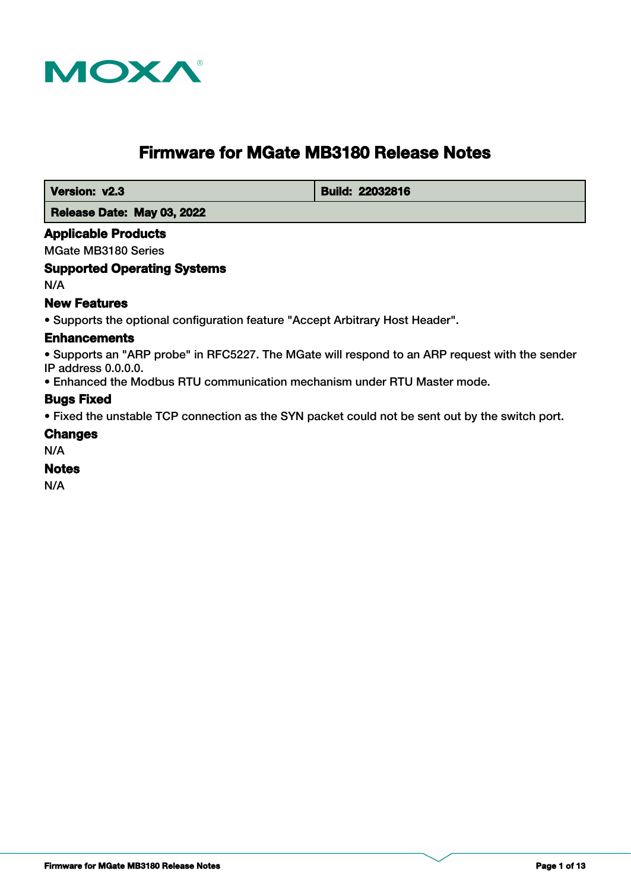# Firmware for MGate MB3180 Release Notes

| Version: v2.3 | Build: 22032816 |
| --- | --- |
| Release Date: May 03, 2022 | |

### Applicable Products

MGate MB3180 Series

### Supported Operating Systems

N/A

### New Features

- Supports the optional configuration feature "Accept Arbitrary Host Header".

### Enhancements

- Supports an "ARP probe" in RFC5227. The MGate will respond to an ARP request with the sender IP address 0.0.0.0.
- Enhanced the Modbus RTU communication mechanism under RTU Master mode.

### Bugs Fixed

- Fixed the unstable TCP connection as the SYN packet could not be sent out by the switch port.

### Changes

N/A

### Notes

N/A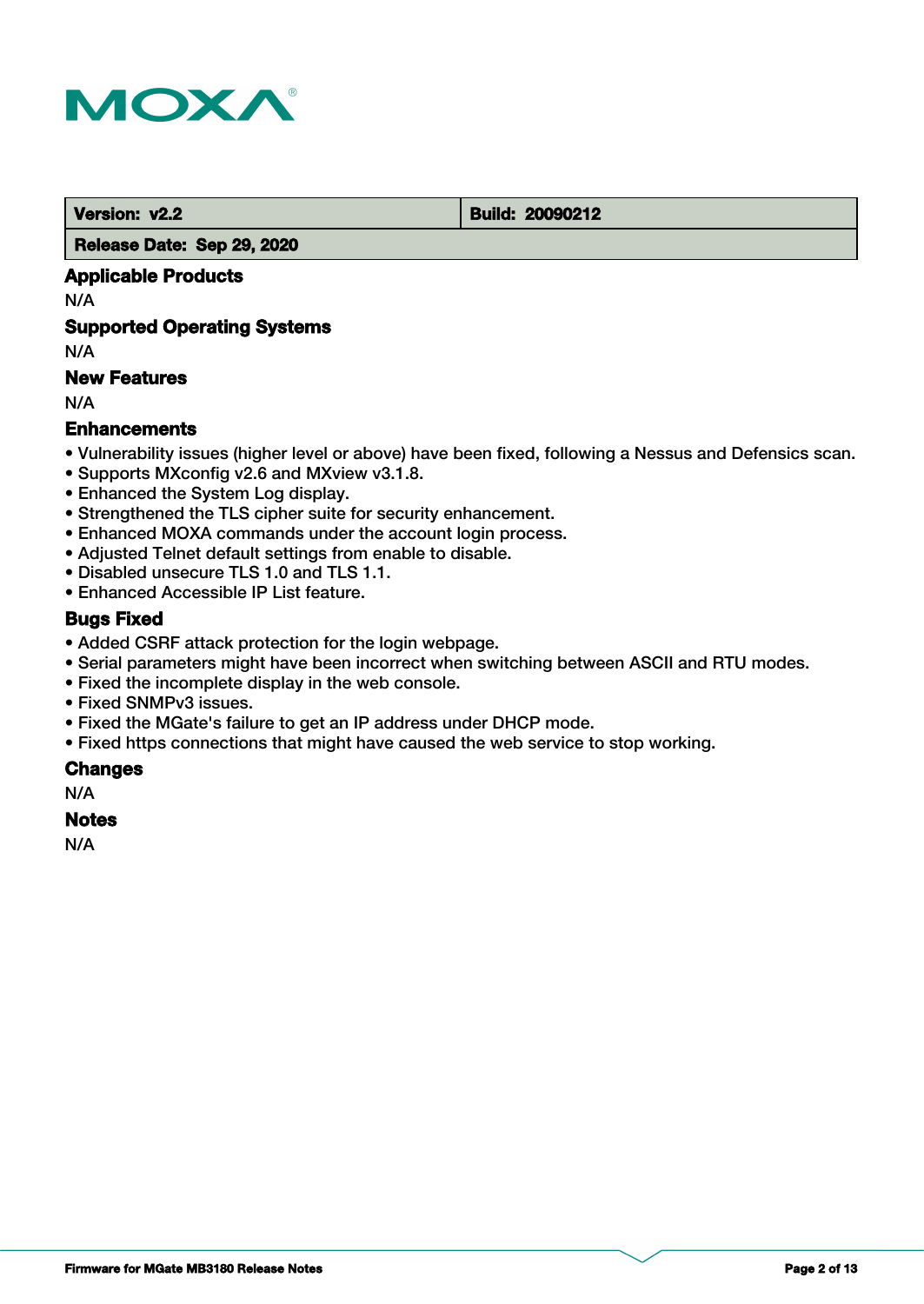| Version: v2.2 | Build: 20090212 |
| --- | --- |
| Release Date: Sep 29, 2020 | |

## Applicable Products

N/A

## Supported Operating Systems

N/A

## New Features

N/A

## Enhancements

- Vulnerability issues (higher level or above) have been fixed, following a Nessus and Defensics scan.
- Supports MXconfig v2.6 and MXview v3.1.8.
- Enhanced the System Log display.
- Strengthened the TLS cipher suite for security enhancement.
- Enhanced MOXA commands under the account login process.
- Adjusted Telnet default settings from enable to disable.
- Disabled unsecure TLS 1.0 and TLS 1.1.
- Enhanced Accessible IP List feature.

## Bugs Fixed

- Added CSRF attack protection for the login webpage.
- Serial parameters might have been incorrect when switching between ASCII and RTU modes.
- Fixed the incomplete display in the web console.
- Fixed SNMPv3 issues.
- Fixed the MGate's failure to get an IP address under DHCP mode.
- Fixed https connections that might have caused the web service to stop working.

## Changes

N/A

## Notes

N/A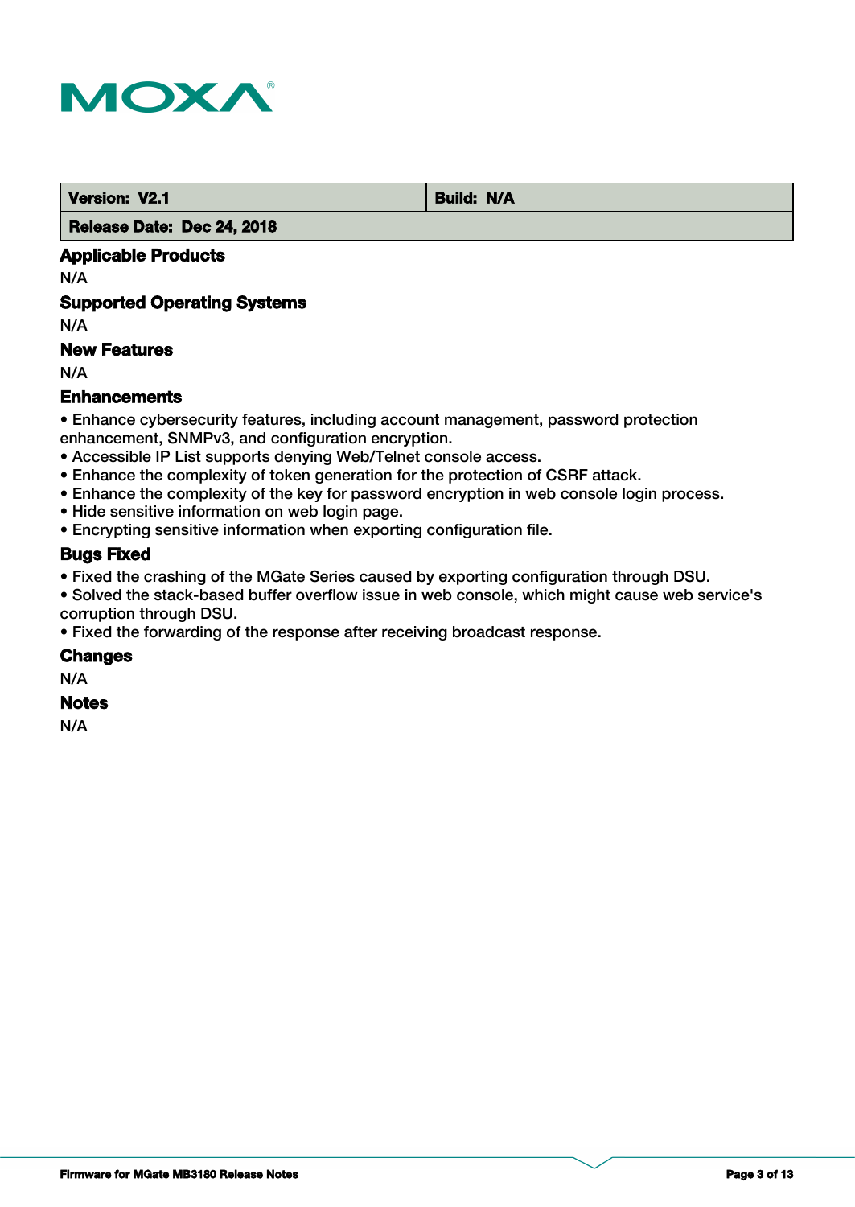| **Version: V2.1** | **Build: N/A** |
| --- | --- |
| **Release Date: Dec 24, 2018** | |

### Applicable Products

N/A

### Supported Operating Systems

N/A

### New Features

N/A

### Enhancements

- Enhance cybersecurity features, including account management, password protection enhancement, SNMPv3, and configuration encryption.
- Accessible IP List supports denying Web/Telnet console access.
- Enhance the complexity of token generation for the protection of CSRF attack.
- Enhance the complexity of the key for password encryption in web console login process.
- Hide sensitive information on web login page.
- Encrypting sensitive information when exporting configuration file.

### Bugs Fixed

- Fixed the crashing of the MGate Series caused by exporting configuration through DSU.
- Solved the stack-based buffer overflow issue in web console, which might cause web service's corruption through DSU.
- Fixed the forwarding of the response after receiving broadcast response.

### Changes

N/A

### Notes

N/A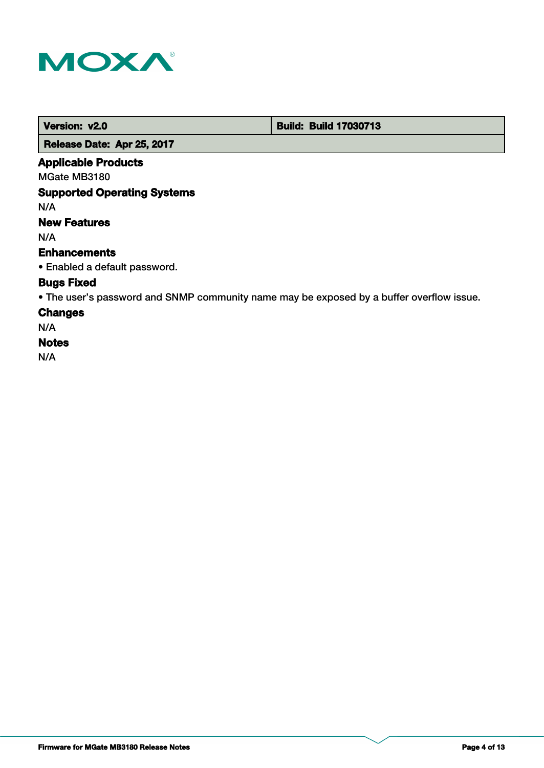| Version: v2.0 | Build: Build 17030713 |
| --- | --- |
| Release Date: Apr 25, 2017 | |

### Applicable Products

MGate MB3180

### Supported Operating Systems

N/A

### New Features

N/A

### Enhancements

• Enabled a default password.

### Bugs Fixed

• The user's password and SNMP community name may be exposed by a buffer overflow issue.

### Changes

N/A

### Notes

N/A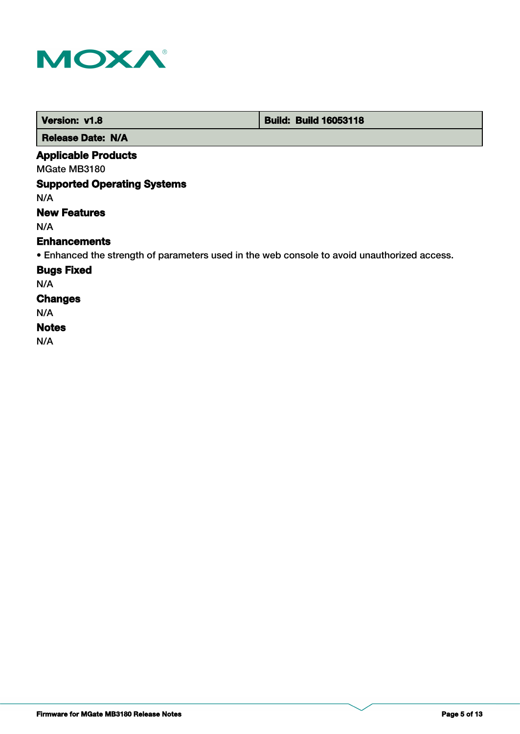| Version: v1.8 | Build: Build 16053118 |
| --- | --- |
| Release Date: N/A | |

### Applicable Products

MGate MB3180

### Supported Operating Systems

N/A

### New Features

N/A

### Enhancements

• Enhanced the strength of parameters used in the web console to avoid unauthorized access.

### Bugs Fixed

N/A

### Changes

N/A

### Notes

N/A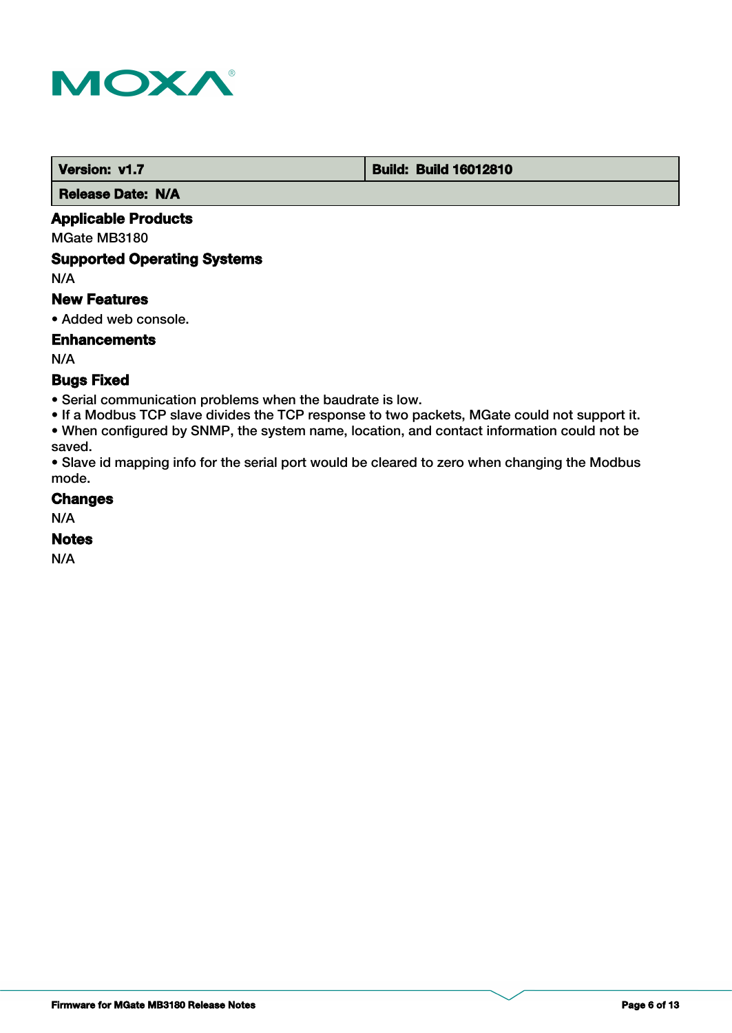| Version: v1.7 | Build: Build 16012810 |
| --- | --- |
| Release Date: N/A | |

### Applicable Products

MGate MB3180

### Supported Operating Systems

N/A

### New Features

• Added web console.

### Enhancements

N/A

### Bugs Fixed

• Serial communication problems when the baudrate is low.
• If a Modbus TCP slave divides the TCP response to two packets, MGate could not support it.
• When configured by SNMP, the system name, location, and contact information could not be saved.
• Slave id mapping info for the serial port would be cleared to zero when changing the Modbus mode.

### Changes

N/A

### Notes

N/A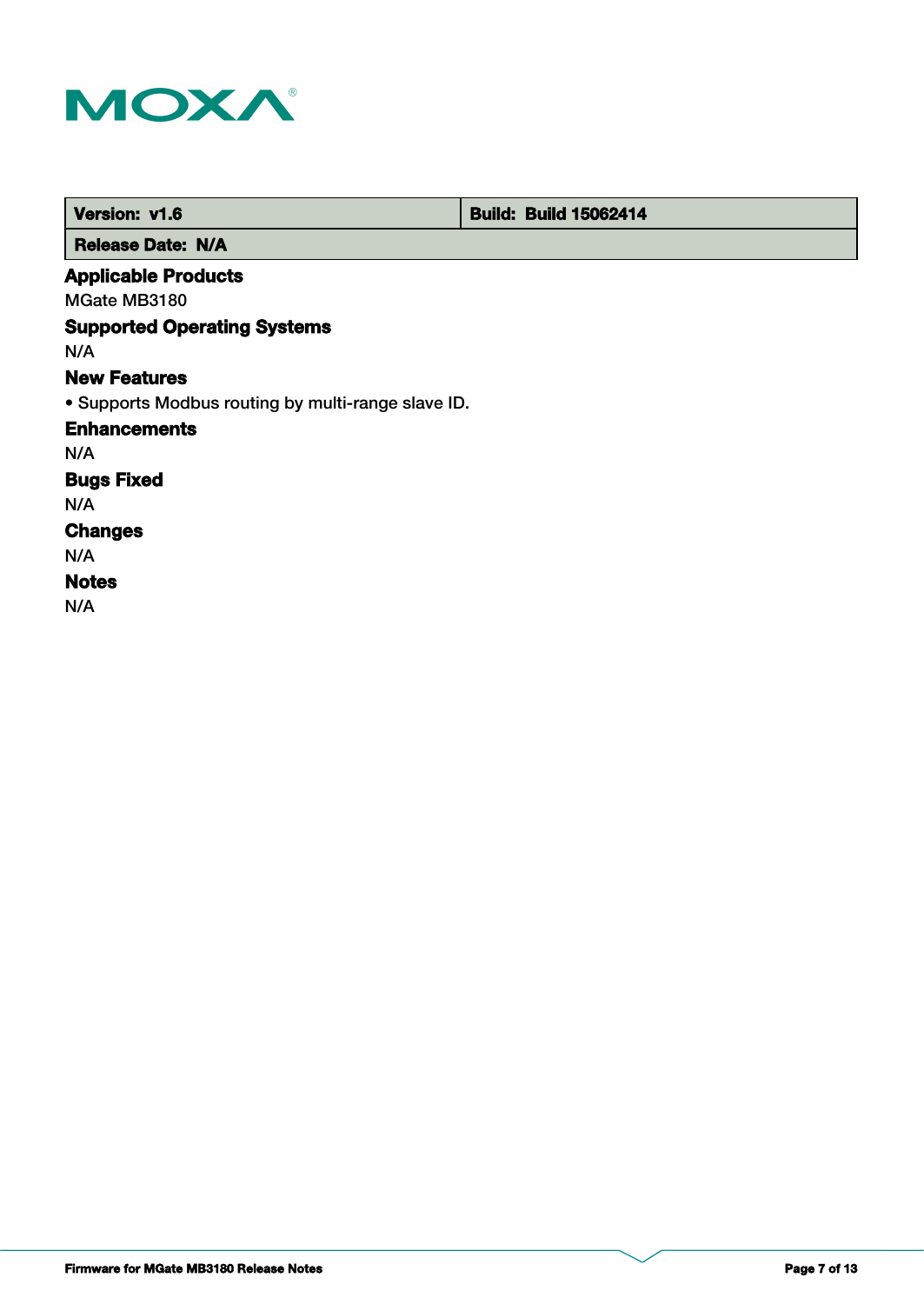| Version: v1.6 | Build: Build 15062414 |
| --- | --- |
| Release Date: N/A | |

### Applicable Products

MGate MB3180

### Supported Operating Systems

N/A

### New Features

• Supports Modbus routing by multi-range slave ID.

### Enhancements

N/A

### Bugs Fixed

N/A

### Changes

N/A

### Notes

N/A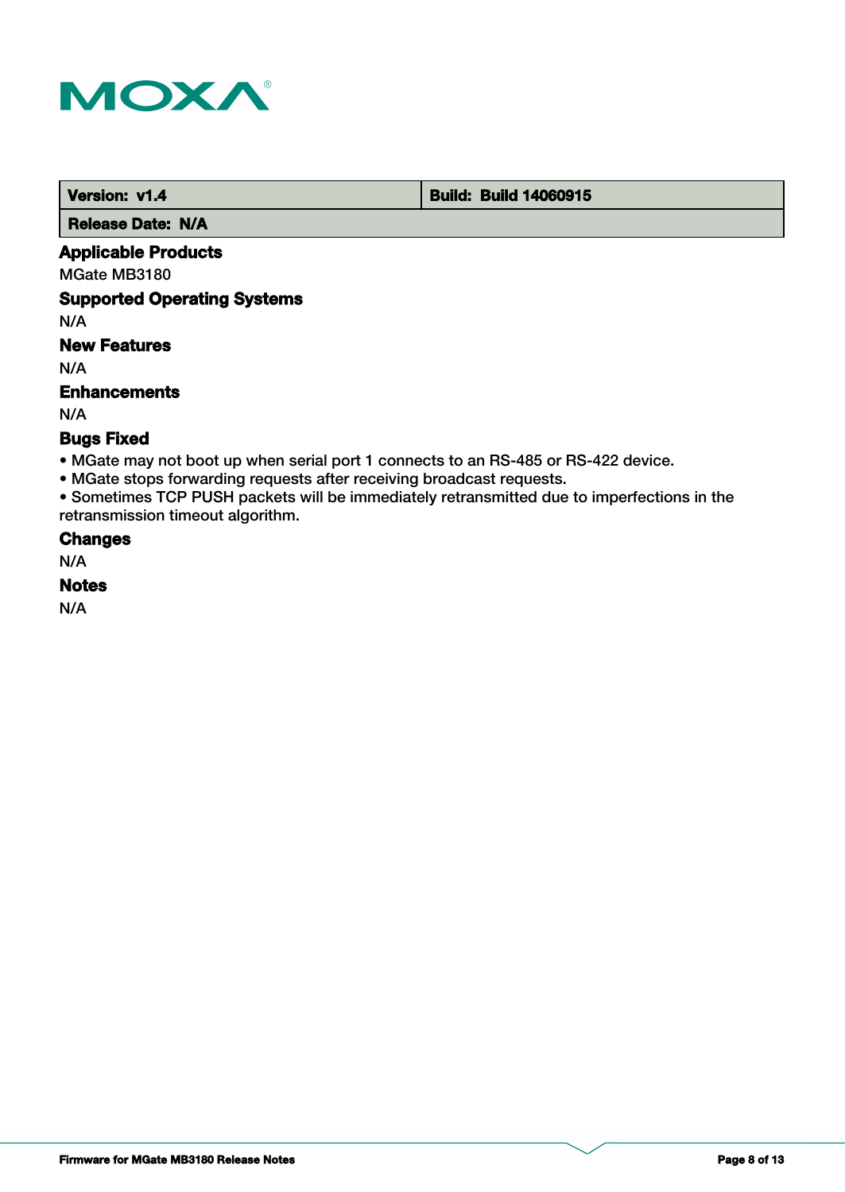| Version: v1.4 | Build: Build 14060915 |
| --- | --- |
| Release Date: N/A | |

### Applicable Products

MGate MB3180

### Supported Operating Systems

N/A

### New Features

N/A

### Enhancements

N/A

### Bugs Fixed

- MGate may not boot up when serial port 1 connects to an RS-485 or RS-422 device.
- MGate stops forwarding requests after receiving broadcast requests.
- Sometimes TCP PUSH packets will be immediately retransmitted due to imperfections in the retransmission timeout algorithm.

### Changes

N/A

### Notes

N/A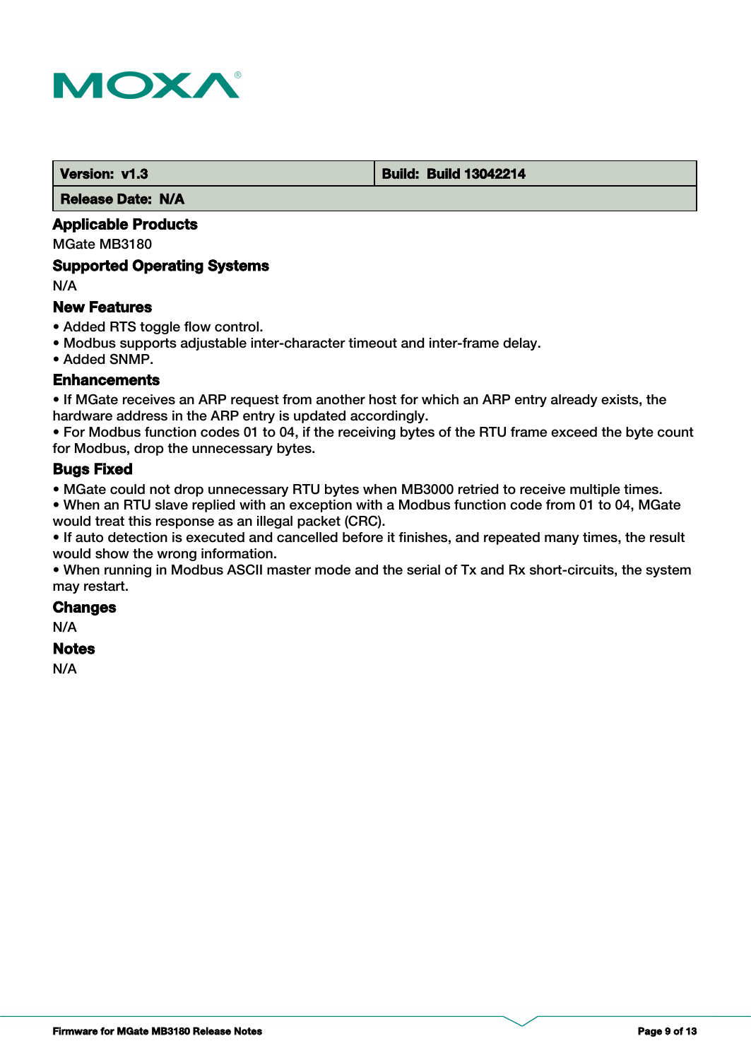| Version: v1.3 | Build: Build 13042214 |
| --- | --- |
| Release Date: N/A | |

### Applicable Products

MGate MB3180

### Supported Operating Systems

N/A

### New Features

- Added RTS toggle flow control.
- Modbus supports adjustable inter-character timeout and inter-frame delay.
- Added SNMP.

### Enhancements

- If MGate receives an ARP request from another host for which an ARP entry already exists, the hardware address in the ARP entry is updated accordingly.
- For Modbus function codes 01 to 04, if the receiving bytes of the RTU frame exceed the byte count for Modbus, drop the unnecessary bytes.

### Bugs Fixed

- MGate could not drop unnecessary RTU bytes when MB3000 retried to receive multiple times.
- When an RTU slave replied with an exception with a Modbus function code from 01 to 04, MGate would treat this response as an illegal packet (CRC).
- If auto detection is executed and cancelled before it finishes, and repeated many times, the result would show the wrong information.
- When running in Modbus ASCII master mode and the serial of Tx and Rx short-circuits, the system may restart.

### Changes

N/A

### Notes

N/A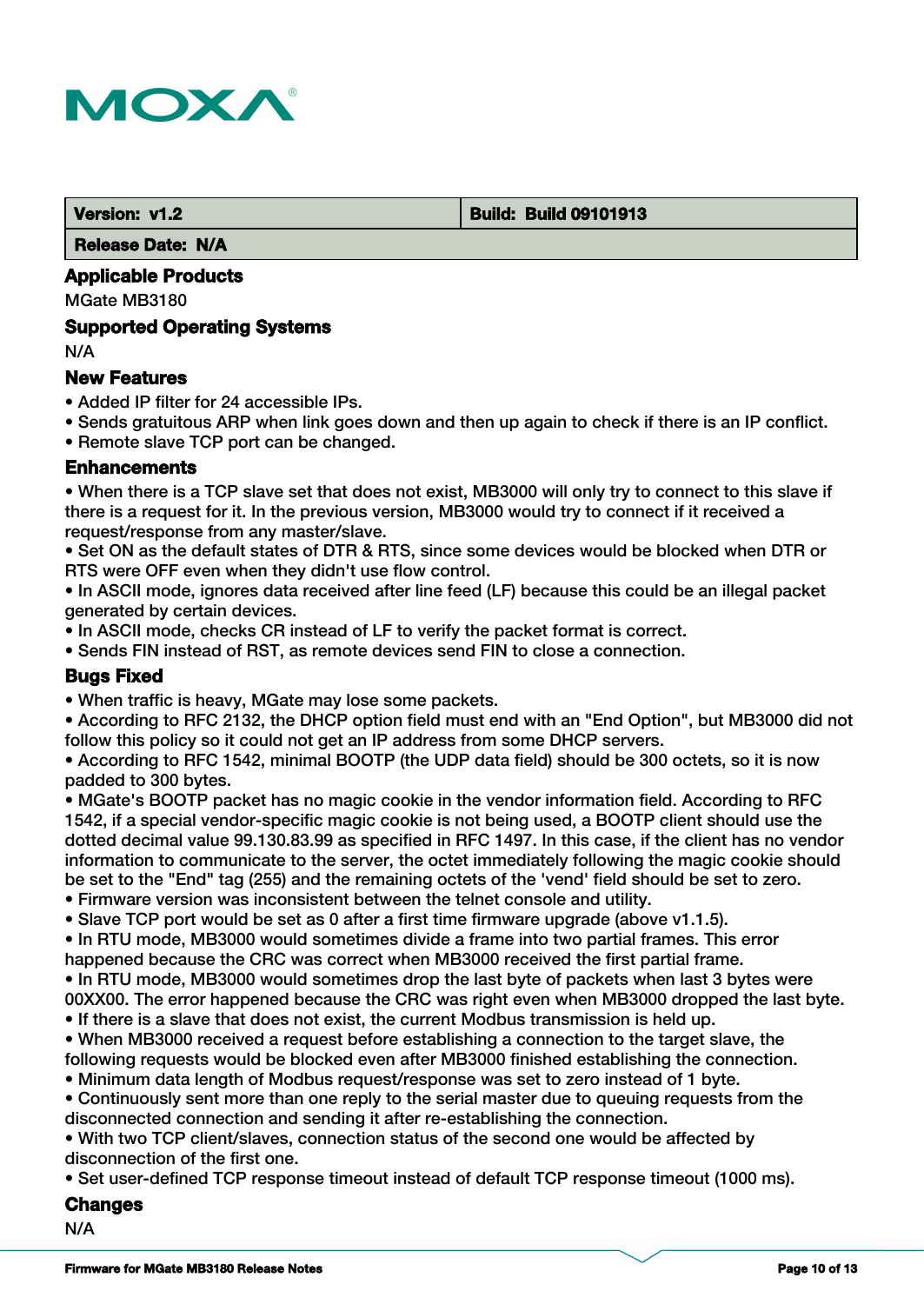| Version: v1.2 | Build: Build 09101913 |
| --- | --- |
| Release Date: N/A | |

### Applicable Products

MGate MB3180

### Supported Operating Systems

N/A

### New Features

- Added IP filter for 24 accessible IPs.
- Sends gratuitous ARP when link goes down and then up again to check if there is an IP conflict.
- Remote slave TCP port can be changed.

### Enhancements

- When there is a TCP slave set that does not exist, MB3000 will only try to connect to this slave if there is a request for it. In the previous version, MB3000 would try to connect if it received a request/response from any master/slave.
- Set ON as the default states of DTR & RTS, since some devices would be blocked when DTR or RTS were OFF even when they didn't use flow control.
- In ASCII mode, ignores data received after line feed (LF) because this could be an illegal packet generated by certain devices.
- In ASCII mode, checks CR instead of LF to verify the packet format is correct.
- Sends FIN instead of RST, as remote devices send FIN to close a connection.

### Bugs Fixed

- When traffic is heavy, MGate may lose some packets.
- According to RFC 2132, the DHCP option field must end with an "End Option", but MB3000 did not follow this policy so it could not get an IP address from some DHCP servers.
- According to RFC 1542, minimal BOOTP (the UDP data field) should be 300 octets, so it is now padded to 300 bytes.
- MGate's BOOTP packet has no magic cookie in the vendor information field. According to RFC 1542, if a special vendor-specific magic cookie is not being used, a BOOTP client should use the dotted decimal value 99.130.83.99 as specified in RFC 1497. In this case, if the client has no vendor information to communicate to the server, the octet immediately following the magic cookie should be set to the "End" tag (255) and the remaining octets of the 'vend' field should be set to zero.
- Firmware version was inconsistent between the telnet console and utility.
- Slave TCP port would be set as 0 after a first time firmware upgrade (above v1.1.5).
- In RTU mode, MB3000 would sometimes divide a frame into two partial frames. This error happened because the CRC was correct when MB3000 received the first partial frame.
- In RTU mode, MB3000 would sometimes drop the last byte of packets when last 3 bytes were 00XX00. The error happened because the CRC was right even when MB3000 dropped the last byte.
- If there is a slave that does not exist, the current Modbus transmission is held up.
- When MB3000 received a request before establishing a connection to the target slave, the following requests would be blocked even after MB3000 finished establishing the connection.
- Minimum data length of Modbus request/response was set to zero instead of 1 byte.
- Continuously sent more than one reply to the serial master due to queuing requests from the disconnected connection and sending it after re-establishing the connection.
- With two TCP client/slaves, connection status of the second one would be affected by disconnection of the first one.
- Set user-defined TCP response timeout instead of default TCP response timeout (1000 ms).

### Changes

N/A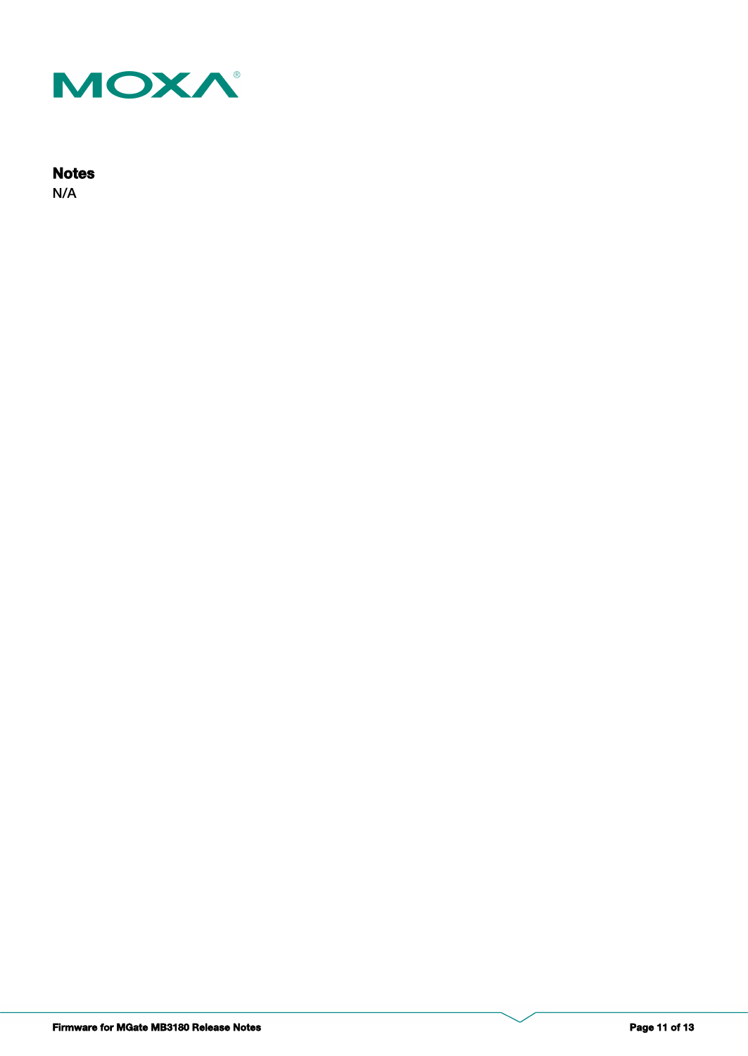**Notes**

N/A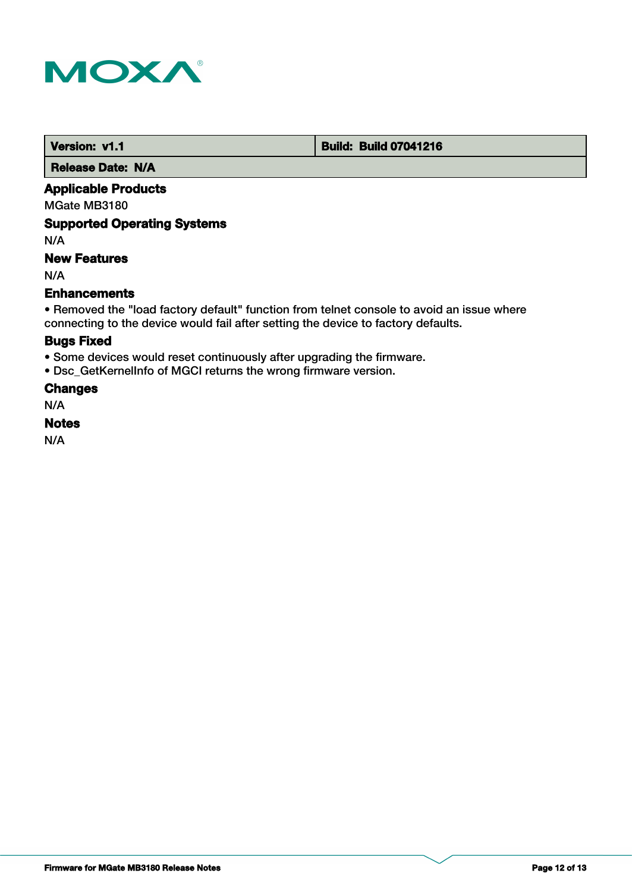| Version: v1.1 | Build: Build 07041216 |
|---|---|
| Release Date: N/A | |

### Applicable Products

MGate MB3180

### Supported Operating Systems

N/A

### New Features

N/A

### Enhancements

- Removed the "load factory default" function from telnet console to avoid an issue where connecting to the device would fail after setting the device to factory defaults.

### Bugs Fixed

- Some devices would reset continuously after upgrading the firmware.
- Dsc_GetKernelInfo of MGCI returns the wrong firmware version.

### Changes

N/A

### Notes

N/A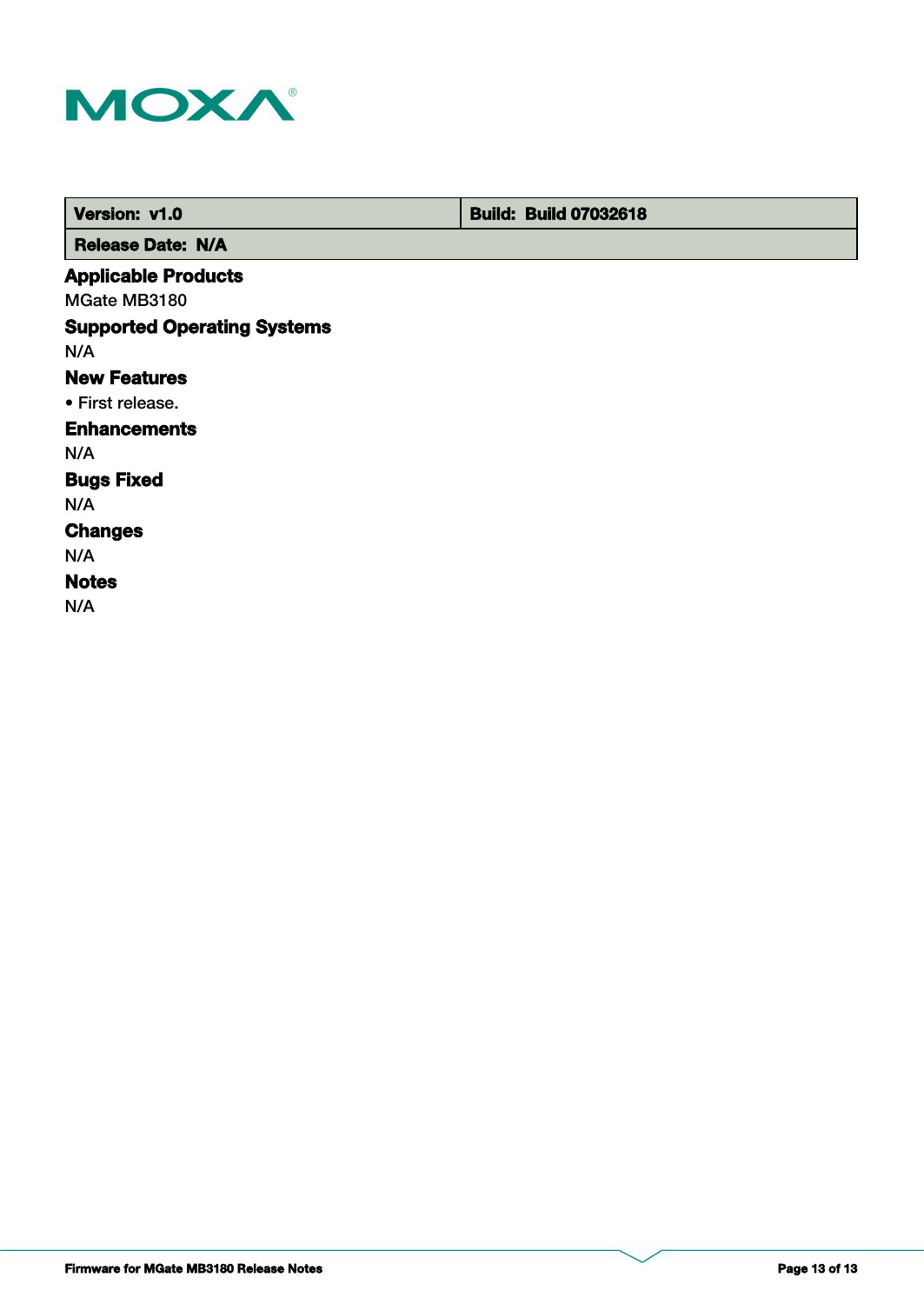| Version: v1.0 | Build: Build 07032618 |
|---|---|
| Release Date: N/A | |

### Applicable Products

MGate MB3180

### Supported Operating Systems

N/A

### New Features

- First release.

### Enhancements

N/A

### Bugs Fixed

N/A

### Changes

N/A

### Notes

N/A